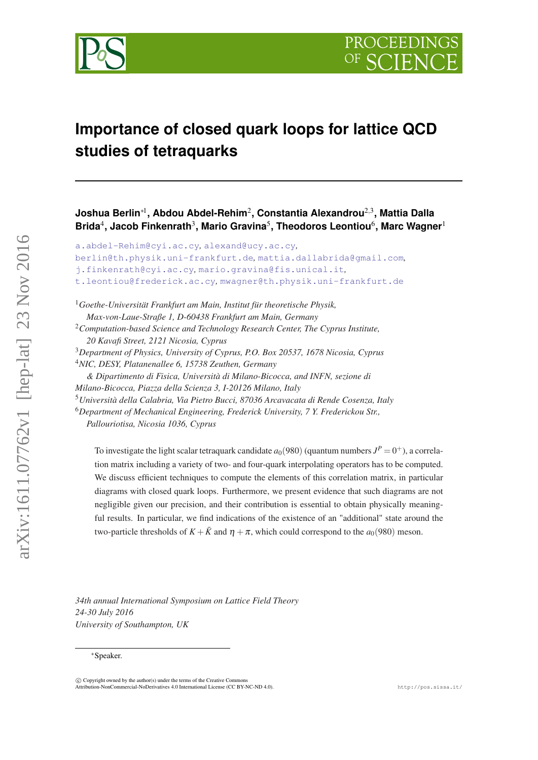# Importance of closed quark loops for lattice QCD studies of tetraquarks

**Joshua Berlin**[∗1], **Abdou Abdel-Rehim**[2], **Constantia Alexandrou**[2,3], **Mattia Dalla Brida**[4], **Jacob Finkenrath**[3], **Mario Gravina**[5], **Theodoros Leontiou**[6], **Marc Wagner**[1]

a.abdel-Rehim@cyi.ac.cy, alexand@ucy.ac.cy, berlin@th.physik.uni-frankfurt.de, mattia.dallabrida@gmail.com, j.finkenrath@cyi.ac.cy, mario.gravina@fis.unical.it, t.leontiou@frederick.ac.cy, mwagner@th.physik.uni-frankfurt.de

[1] *Goethe-Universität Frankfurt am Main, Institut für theoretische Physik, Max-von-Laue-Straße 1, D-60438 Frankfurt am Main, Germany*
[2] *Computation-based Science and Technology Research Center, The Cyprus Institute, 20 Kavafi Street, 2121 Nicosia, Cyprus*
[3] *Department of Physics, University of Cyprus, P.O. Box 20537, 1678 Nicosia, Cyprus*
[4] *NIC, DESY, Platanenallee 6, 15738 Zeuthen, Germany & Dipartimento di Fisica, Università di Milano-Bicocca, and INFN, sezione di Milano-Bicocca, Piazza della Scienza 3, I-20126 Milano, Italy*
[5] *Università della Calabria, Via Pietro Bucci, 87036 Arcavacata di Rende Cosenza, Italy*
[6] *Department of Mechanical Engineering, Frederick University, 7 Y. Frederickou Str., Pallouriotisa, Nicosia 1036, Cyprus*

To investigate the light scalar tetraquark candidate $a_0(980)$ (quantum numbers $J^P = 0^+$), a correlation matrix including a variety of two- and four-quark interpolating operators has to be computed. We discuss efficient techniques to compute the elements of this correlation matrix, in particular diagrams with closed quark loops. Furthermore, we present evidence that such diagrams are not negligible given our precision, and their contribution is essential to obtain physically meaningful results. In particular, we find indications of the existence of an "additional" state around the two-particle thresholds of $K + \bar{K}$ and $\eta + \pi$, which could correspond to the $a_0(980)$ meson.

*34th annual International Symposium on Lattice Field Theory*
*24-30 July 2016*
*University of Southampton, UK*

∗Speaker.

© Copyright owned by the author(s) under the terms of the Creative Commons Attribution-NonCommercial-NoDerivatives 4.0 International License (CC BY-NC-ND 4.0).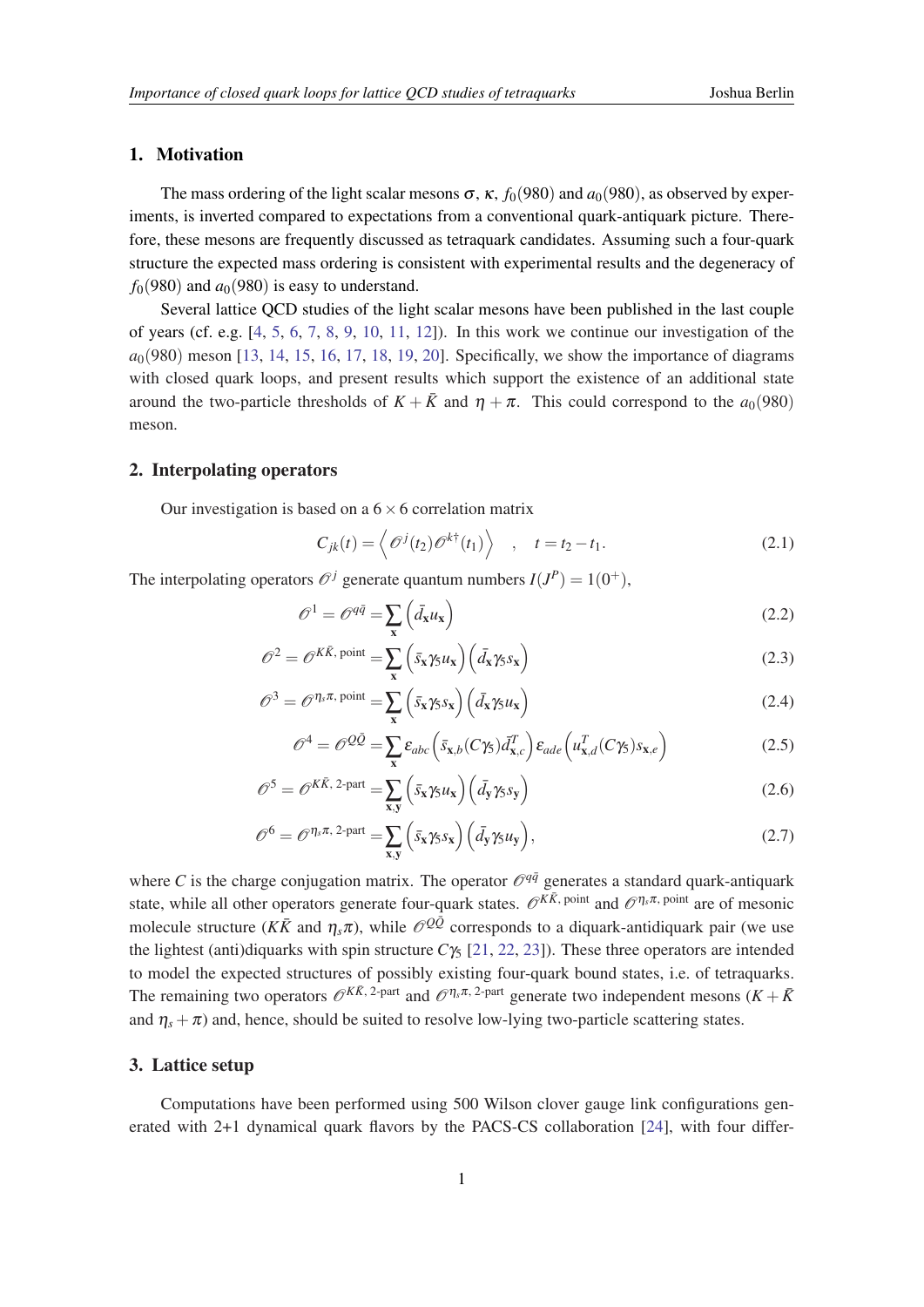## 1. Motivation

The mass ordering of the light scalar mesons $\sigma$, $\kappa$, $f_0(980)$ and $a_0(980)$, as observed by experiments, is inverted compared to expectations from a conventional quark-antiquark picture. Therefore, these mesons are frequently discussed as tetraquark candidates. Assuming such a four-quark structure the expected mass ordering is consistent with experimental results and the degeneracy of $f_0(980)$ and $a_0(980)$ is easy to understand.

Several lattice QCD studies of the light scalar mesons have been published in the last couple of years (cf. e.g. [4, 5, 6, 7, 8, 9, 10, 11, 12]). In this work we continue our investigation of the $a_0(980)$ meson [13, 14, 15, 16, 17, 18, 19, 20]. Specifically, we show the importance of diagrams with closed quark loops, and present results which support the existence of an additional state around the two-particle thresholds of $K + \bar{K}$ and $\eta + \pi$. This could correspond to the $a_0(980)$ meson.

## 2. Interpolating operators

Our investigation is based on a $6 \times 6$ correlation matrix

$$C_{jk}(t) = \left\langle \mathcal{O}^j(t_2)\mathcal{O}^{k\dagger}(t_1) \right\rangle \quad , \quad t = t_2 - t_1. \tag{2.1}$$

The interpolating operators $\mathcal{O}^j$ generate quantum numbers $I(J^P) = 1(0^+)$,

$$\mathcal{O}^1 = \mathcal{O}^{q\bar{q}} = \sum_{\mathbf{x}} \left(\bar{d}_{\mathbf{x}} u_{\mathbf{x}}\right) \tag{2.2}$$

$$\mathcal{O}^2 = \mathcal{O}^{K\bar{K},\,\text{point}} = \sum_{\mathbf{x}} \left(\bar{s}_{\mathbf{x}} \gamma_5 u_{\mathbf{x}}\right)\left(\bar{d}_{\mathbf{x}} \gamma_5 s_{\mathbf{x}}\right) \tag{2.3}$$

$$\mathcal{O}^3 = \mathcal{O}^{\eta_s\pi,\,\text{point}} = \sum_{\mathbf{x}} \left(\bar{s}_{\mathbf{x}} \gamma_5 s_{\mathbf{x}}\right)\left(\bar{d}_{\mathbf{x}} \gamma_5 u_{\mathbf{x}}\right) \tag{2.4}$$

$$\mathcal{O}^4 = \mathcal{O}^{Q\bar{Q}} = \sum_{\mathbf{x}} \epsilon_{abc}\left(\bar{s}_{\mathbf{x},b}(C\gamma_5)\bar{d}^T_{\mathbf{x},c}\right)\epsilon_{ade}\left(u^T_{\mathbf{x},d}(C\gamma_5)s_{\mathbf{x},e}\right) \tag{2.5}$$

$$\mathcal{O}^5 = \mathcal{O}^{K\bar{K},\,\text{2-part}} = \sum_{\mathbf{x},\mathbf{y}} \left(\bar{s}_{\mathbf{x}} \gamma_5 u_{\mathbf{x}}\right)\left(\bar{d}_{\mathbf{y}} \gamma_5 s_{\mathbf{y}}\right) \tag{2.6}$$

$$\mathcal{O}^6 = \mathcal{O}^{\eta_s\pi,\,\text{2-part}} = \sum_{\mathbf{x},\mathbf{y}} \left(\bar{s}_{\mathbf{x}} \gamma_5 s_{\mathbf{x}}\right)\left(\bar{d}_{\mathbf{y}} \gamma_5 u_{\mathbf{y}}\right), \tag{2.7}$$

where $C$ is the charge conjugation matrix. The operator $\mathcal{O}^{q\bar{q}}$ generates a standard quark-antiquark state, while all other operators generate four-quark states. $\mathcal{O}^{K\bar{K},\,\text{point}}$ and $\mathcal{O}^{\eta_s\pi,\,\text{point}}$ are of mesonic molecule structure ($K\bar{K}$ and $\eta_s\pi$), while $\mathcal{O}^{Q\bar{Q}}$ corresponds to a diquark-antidiquark pair (we use the lightest (anti)diquarks with spin structure $C\gamma_5$ [21, 22, 23]). These three operators are intended to model the expected structures of possibly existing four-quark bound states, i.e. of tetraquarks. The remaining two operators $\mathcal{O}^{K\bar{K},\,\text{2-part}}$ and $\mathcal{O}^{\eta_s\pi,\,\text{2-part}}$ generate two independent mesons ($K + \bar{K}$ and $\eta_s + \pi$) and, hence, should be suited to resolve low-lying two-particle scattering states.

## 3. Lattice setup

Computations have been performed using 500 Wilson clover gauge link configurations generated with 2+1 dynamical quark flavors by the PACS-CS collaboration [24], with four differ-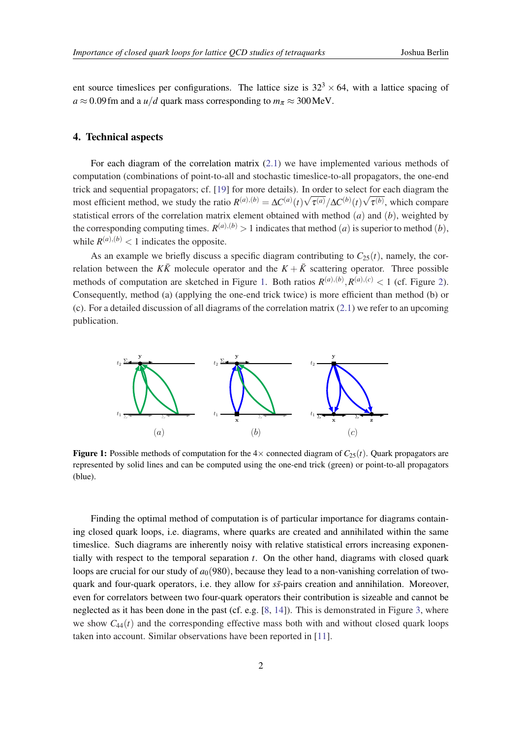ent source timeslices per configurations. The lattice size is $32^3 \times 64$, with a lattice spacing of $a \approx 0.09\,\mathrm{fm}$ and a $u/d$ quark mass corresponding to $m_\pi \approx 300\,\mathrm{MeV}$.

## 4. Technical aspects

For each diagram of the correlation matrix (2.1) we have implemented various methods of computation (combinations of point-to-all and stochastic timeslice-to-all propagators, the one-end trick and sequential propagators; cf. [19] for more details). In order to select for each diagram the most efficient method, we study the ratio $R^{(a),(b)} = \Delta C^{(a)}(t)\sqrt{\tau^{(a)}}/\Delta C^{(b)}(t)\sqrt{\tau^{(b)}}$, which compare statistical errors of the correlation matrix element obtained with method $(a)$ and $(b)$, weighted by the corresponding computing times. $R^{(a),(b)} > 1$ indicates that method $(a)$ is superior to method $(b)$, while $R^{(a),(b)} < 1$ indicates the opposite.

As an example we briefly discuss a specific diagram contributing to $C_{25}(t)$, namely, the correlation between the $K\bar{K}$ molecule operator and the $K+\bar{K}$ scattering operator. Three possible methods of computation are sketched in Figure 1. Both ratios $R^{(a),(b)}, R^{(a),(c)} < 1$ (cf. Figure 2). Consequently, method (a) (applying the one-end trick twice) is more efficient than method (b) or (c). For a detailed discussion of all diagrams of the correlation matrix (2.1) we refer to an upcoming publication.

**Figure 1:** Possible methods of computation for the $4\times$ connected diagram of $C_{25}(t)$. Quark propagators are represented by solid lines and can be computed using the one-end trick (green) or point-to-all propagators (blue).

Finding the optimal method of computation is of particular importance for diagrams containing closed quark loops, i.e. diagrams, where quarks are created and annihilated within the same timeslice. Such diagrams are inherently noisy with relative statistical errors increasing exponentially with respect to the temporal separation $t$. On the other hand, diagrams with closed quark loops are crucial for our study of $a_0(980)$, because they lead to a non-vanishing correlation of two-quark and four-quark operators, i.e. they allow for $s\bar{s}$-pairs creation and annihilation. Moreover, even for correlators between two four-quark operators their contribution is sizeable and cannot be neglected as it has been done in the past (cf. e.g. [8, 14]). This is demonstrated in Figure 3, where we show $C_{44}(t)$ and the corresponding effective mass both with and without closed quark loops taken into account. Similar observations have been reported in [11].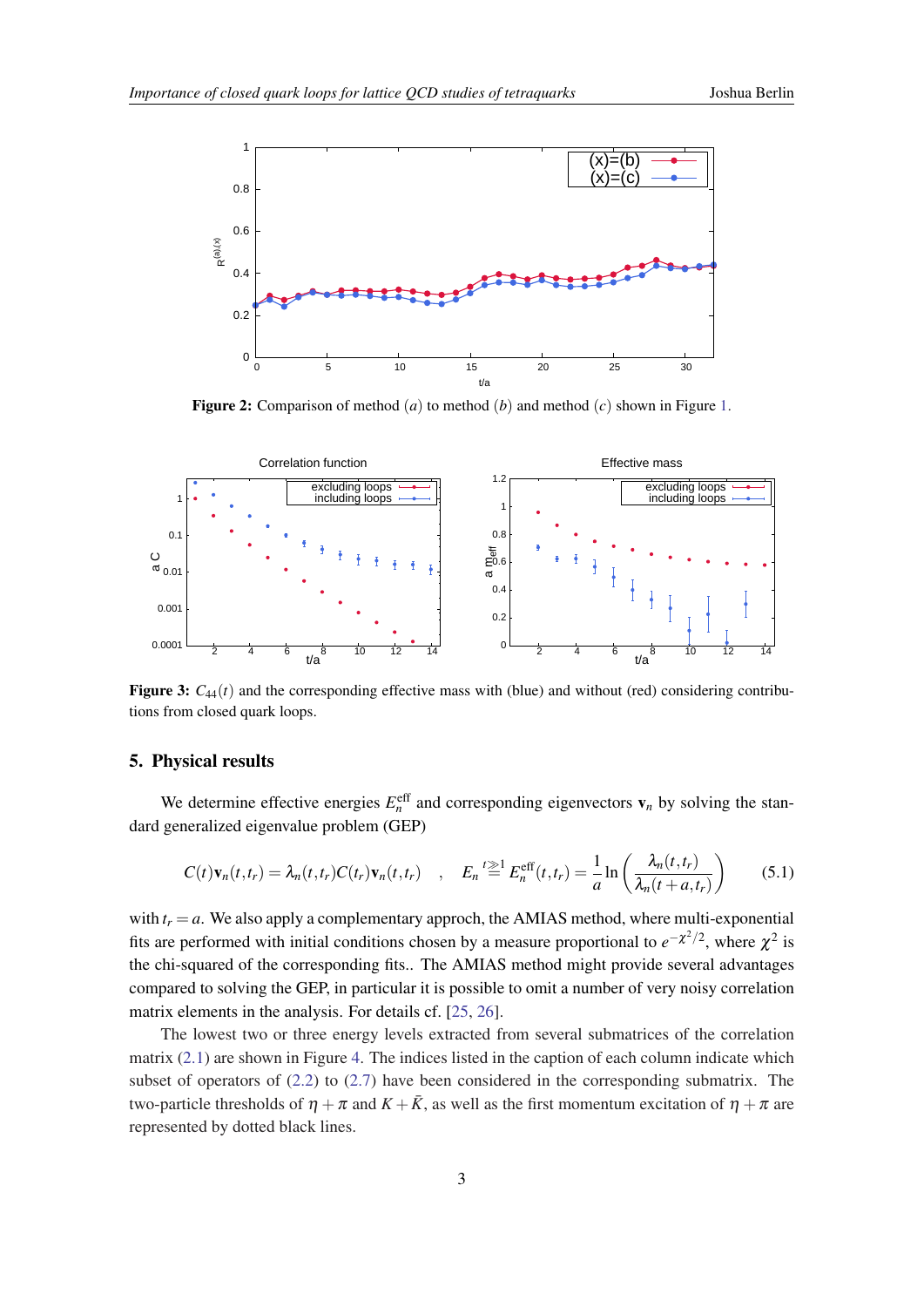Figure 2: Comparison of method $(a)$ to method $(b)$ and method $(c)$ shown in Figure 1.

Figure 3: $C_{44}(t)$ and the corresponding effective mass with (blue) and without (red) considering contributions from closed quark loops.

## 5. Physical results

We determine effective energies $E_n^{\mathrm{eff}}$ and corresponding eigenvectors $\mathbf{v}_n$ by solving the standard generalized eigenvalue problem (GEP)

$$C(t)\mathbf{v}_n(t,t_r) = \lambda_n(t,t_r)C(t_r)\mathbf{v}_n(t,t_r) \quad , \quad E_n \overset{t\gg 1}{=} E_n^{\mathrm{eff}}(t,t_r) = \frac{1}{a}\ln\left(\frac{\lambda_n(t,t_r)}{\lambda_n(t+a,t_r)}\right) \tag{5.1}$$

with $t_r = a$. We also apply a complementary approch, the AMIAS method, where multi-exponential fits are performed with initial conditions chosen by a measure proportional to $e^{-\chi^2/2}$, where $\chi^2$ is the chi-squared of the corresponding fits.. The AMIAS method might provide several advantages compared to solving the GEP, in particular it is possible to omit a number of very noisy correlation matrix elements in the analysis. For details cf. [25, 26].

The lowest two or three energy levels extracted from several submatrices of the correlation matrix (2.1) are shown in Figure 4. The indices listed in the caption of each column indicate which subset of operators of (2.2) to (2.7) have been considered in the corresponding submatrix. The two-particle thresholds of $\eta + \pi$ and $K + \bar{K}$, as well as the first momentum excitation of $\eta + \pi$ are represented by dotted black lines.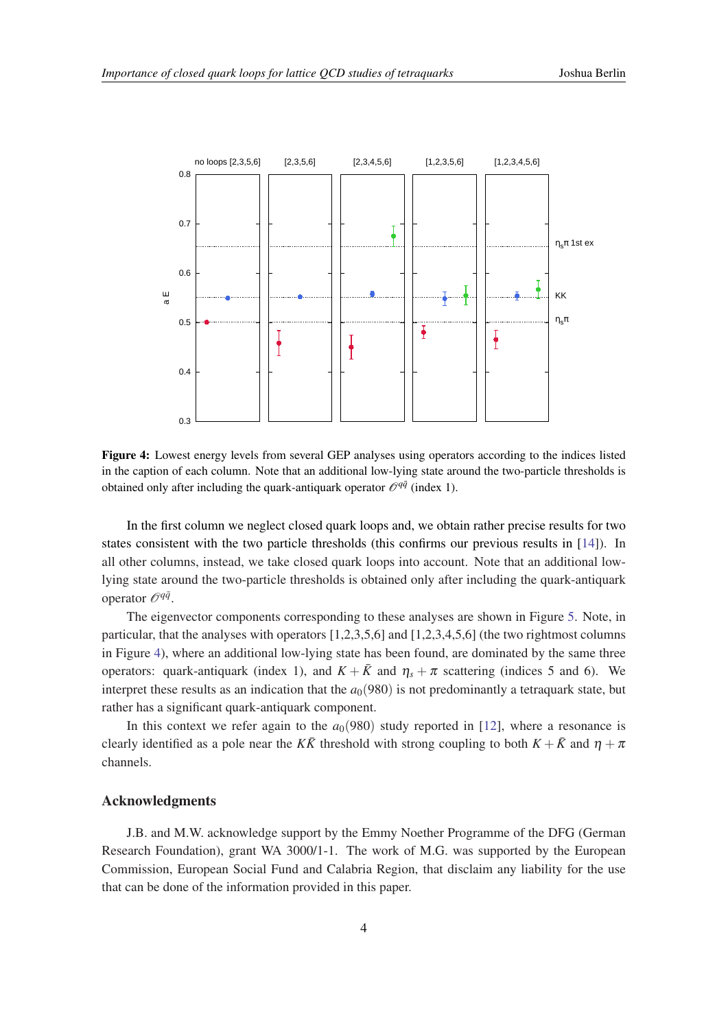**Figure 4:** Lowest energy levels from several GEP analyses using operators according to the indices listed in the caption of each column. Note that an additional low-lying state around the two-particle thresholds is obtained only after including the quark-antiquark operator $\mathcal{O}^{q\bar{q}}$ (index 1).

In the first column we neglect closed quark loops and, we obtain rather precise results for two states consistent with the two particle thresholds (this confirms our previous results in [14]). In all other columns, instead, we take closed quark loops into account. Note that an additional low-lying state around the two-particle thresholds is obtained only after including the quark-antiquark operator $\mathcal{O}^{q\bar{q}}$.

The eigenvector components corresponding to these analyses are shown in Figure 5. Note, in particular, that the analyses with operators [1,2,3,5,6] and [1,2,3,4,5,6] (the two rightmost columns in Figure 4), where an additional low-lying state has been found, are dominated by the same three operators: quark-antiquark (index 1), and $K+\bar{K}$ and $\eta_s+\pi$ scattering (indices 5 and 6). We interpret these results as an indication that the $a_0(980)$ is not predominantly a tetraquark state, but rather has a significant quark-antiquark component.

In this context we refer again to the $a_0(980)$ study reported in [12], where a resonance is clearly identified as a pole near the $K\bar{K}$ threshold with strong coupling to both $K+\bar{K}$ and $\eta+\pi$ channels.

## Acknowledgments

J.B. and M.W. acknowledge support by the Emmy Noether Programme of the DFG (German Research Foundation), grant WA 3000/1-1. The work of M.G. was supported by the European Commission, European Social Fund and Calabria Region, that disclaim any liability for the use that can be done of the information provided in this paper.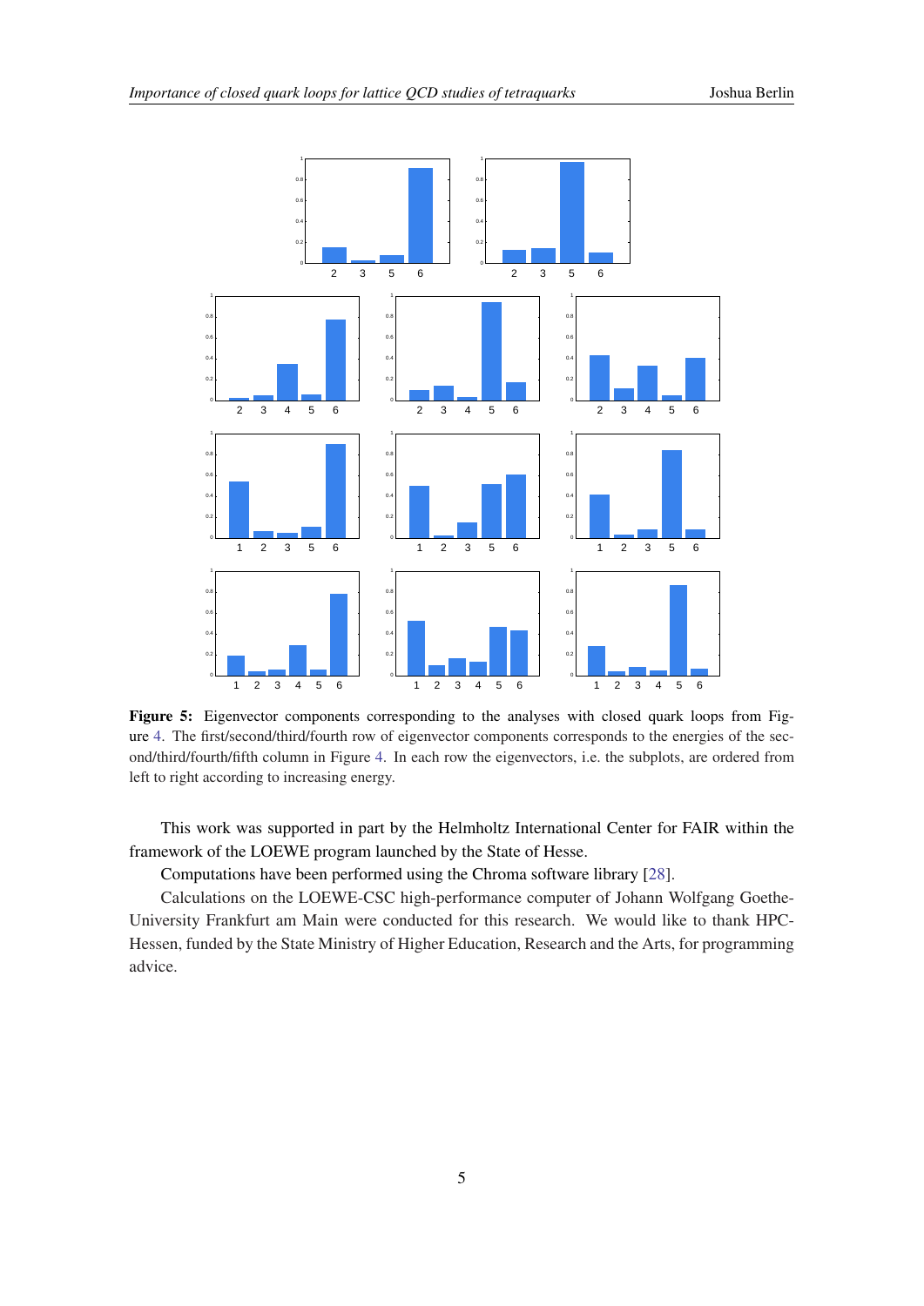**Figure 5:** Eigenvector components corresponding to the analyses with closed quark loops from Figure 4. The first/second/third/fourth row of eigenvector components corresponds to the energies of the second/third/fourth/fifth column in Figure 4. In each row the eigenvectors, i.e. the subplots, are ordered from left to right according to increasing energy.

This work was supported in part by the Helmholtz International Center for FAIR within the framework of the LOEWE program launched by the State of Hesse.

Computations have been performed using the Chroma software library [28].

Calculations on the LOEWE-CSC high-performance computer of Johann Wolfgang Goethe-University Frankfurt am Main were conducted for this research. We would like to thank HPC-Hessen, funded by the State Ministry of Higher Education, Research and the Arts, for programming advice.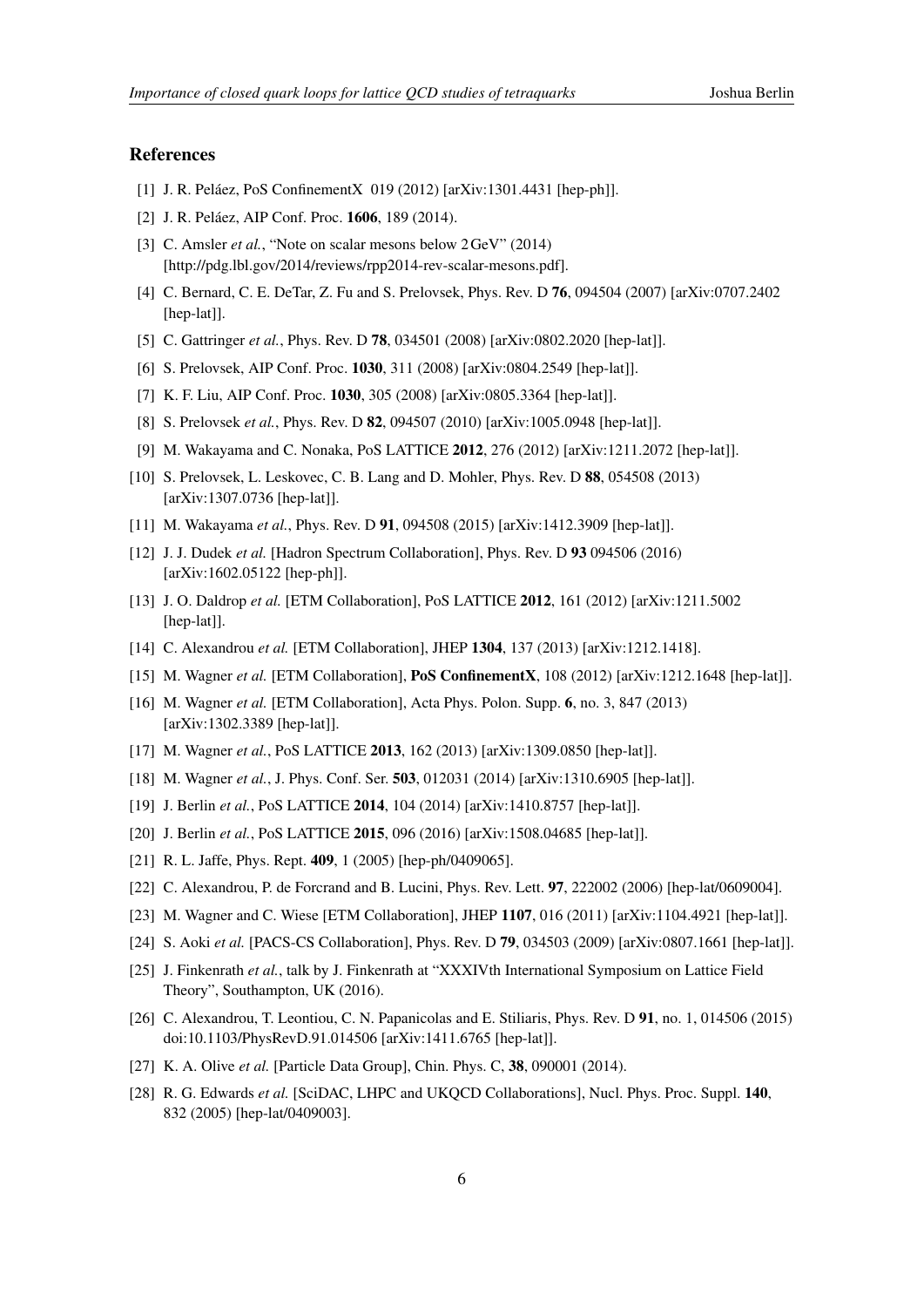## References

[1] J. R. Peláez, PoS ConfinementX 019 (2012) [arXiv:1301.4431 [hep-ph]].

[2] J. R. Peláez, AIP Conf. Proc. **1606**, 189 (2014).

[3] C. Amsler *et al.*, "Note on scalar mesons below 2 GeV" (2014) [http://pdg.lbl.gov/2014/reviews/rpp2014-rev-scalar-mesons.pdf].

[4] C. Bernard, C. E. DeTar, Z. Fu and S. Prelovsek, Phys. Rev. D **76**, 094504 (2007) [arXiv:0707.2402 [hep-lat]].

[5] C. Gattringer *et al.*, Phys. Rev. D **78**, 034501 (2008) [arXiv:0802.2020 [hep-lat]].

[6] S. Prelovsek, AIP Conf. Proc. **1030**, 311 (2008) [arXiv:0804.2549 [hep-lat]].

[7] K. F. Liu, AIP Conf. Proc. **1030**, 305 (2008) [arXiv:0805.3364 [hep-lat]].

[8] S. Prelovsek *et al.*, Phys. Rev. D **82**, 094507 (2010) [arXiv:1005.0948 [hep-lat]].

[9] M. Wakayama and C. Nonaka, PoS LATTICE **2012**, 276 (2012) [arXiv:1211.2072 [hep-lat]].

[10] S. Prelovsek, L. Leskovec, C. B. Lang and D. Mohler, Phys. Rev. D **88**, 054508 (2013) [arXiv:1307.0736 [hep-lat]].

[11] M. Wakayama *et al.*, Phys. Rev. D **91**, 094508 (2015) [arXiv:1412.3909 [hep-lat]].

[12] J. J. Dudek *et al.* [Hadron Spectrum Collaboration], Phys. Rev. D **93** 094506 (2016) [arXiv:1602.05122 [hep-ph]].

[13] J. O. Daldrop *et al.* [ETM Collaboration], PoS LATTICE **2012**, 161 (2012) [arXiv:1211.5002 [hep-lat]].

[14] C. Alexandrou *et al.* [ETM Collaboration], JHEP **1304**, 137 (2013) [arXiv:1212.1418].

[15] M. Wagner *et al.* [ETM Collaboration], **PoS ConfinementX**, 108 (2012) [arXiv:1212.1648 [hep-lat]].

[16] M. Wagner *et al.* [ETM Collaboration], Acta Phys. Polon. Supp. **6**, no. 3, 847 (2013) [arXiv:1302.3389 [hep-lat]].

[17] M. Wagner *et al.*, PoS LATTICE **2013**, 162 (2013) [arXiv:1309.0850 [hep-lat]].

[18] M. Wagner *et al.*, J. Phys. Conf. Ser. **503**, 012031 (2014) [arXiv:1310.6905 [hep-lat]].

[19] J. Berlin *et al.*, PoS LATTICE **2014**, 104 (2014) [arXiv:1410.8757 [hep-lat]].

[20] J. Berlin *et al.*, PoS LATTICE **2015**, 096 (2016) [arXiv:1508.04685 [hep-lat]].

[21] R. L. Jaffe, Phys. Rept. **409**, 1 (2005) [hep-ph/0409065].

[22] C. Alexandrou, P. de Forcrand and B. Lucini, Phys. Rev. Lett. **97**, 222002 (2006) [hep-lat/0609004].

[23] M. Wagner and C. Wiese [ETM Collaboration], JHEP **1107**, 016 (2011) [arXiv:1104.4921 [hep-lat]].

[24] S. Aoki *et al.* [PACS-CS Collaboration], Phys. Rev. D **79**, 034503 (2009) [arXiv:0807.1661 [hep-lat]].

[25] J. Finkenrath *et al.*, talk by J. Finkenrath at "XXXIVth International Symposium on Lattice Field Theory", Southampton, UK (2016).

[26] C. Alexandrou, T. Leontiou, C. N. Papanicolas and E. Stiliaris, Phys. Rev. D **91**, no. 1, 014506 (2015) doi:10.1103/PhysRevD.91.014506 [arXiv:1411.6765 [hep-lat]].

[27] K. A. Olive *et al.* [Particle Data Group], Chin. Phys. C, **38**, 090001 (2014).

[28] R. G. Edwards *et al.* [SciDAC, LHPC and UKQCD Collaborations], Nucl. Phys. Proc. Suppl. **140**, 832 (2005) [hep-lat/0409003].